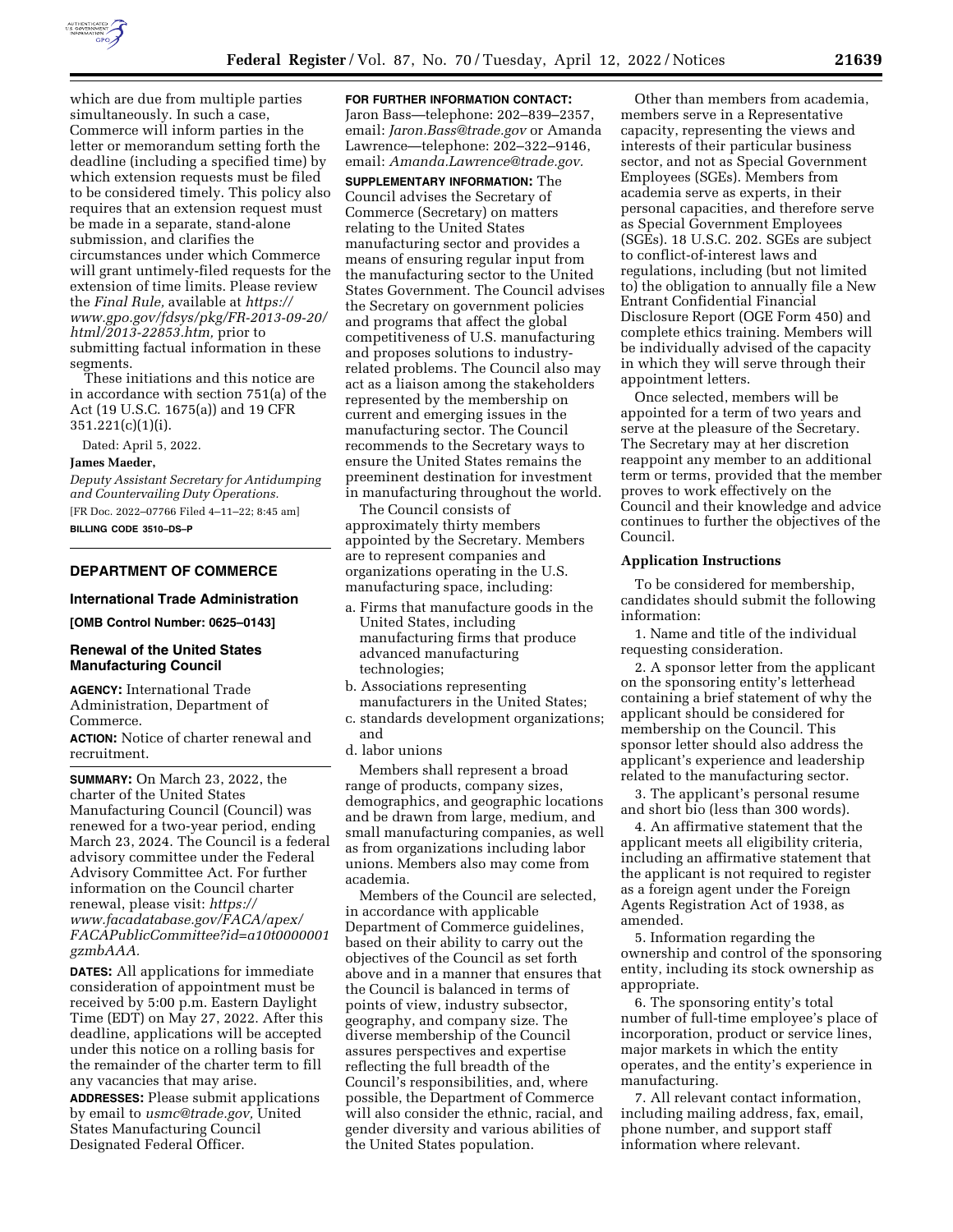which are due from multiple parties simultaneously. In such a case, Commerce will inform parties in the letter or memorandum setting forth the deadline (including a specified time) by which extension requests must be filed to be considered timely. This policy also requires that an extension request must be made in a separate, stand-alone submission, and clarifies the circumstances under which Commerce will grant untimely-filed requests for the extension of time limits. Please review the *Final Rule,* available at *https://www.gpo.gov/fdsys/pkg/FR-2013-09-20/html/2013-22853.htm,* prior to submitting factual information in these segments.

These initiations and this notice are in accordance with section 751(a) of the Act (19 U.S.C. 1675(a)) and 19 CFR 351.221(c)(1)(i).

Dated: April 5, 2022.

**James Maeder,**

*Deputy Assistant Secretary for Antidumping and Countervailing Duty Operations.*

[FR Doc. 2022–07766 Filed 4–11–22; 8:45 am]

**BILLING CODE 3510–DS–P**

## DEPARTMENT OF COMMERCE

### International Trade Administration

**[OMB Control Number: 0625–0143]**

### Renewal of the United States Manufacturing Council

**AGENCY:** International Trade Administration, Department of Commerce.

**ACTION:** Notice of charter renewal and recruitment.

**SUMMARY:** On March 23, 2022, the charter of the United States Manufacturing Council (Council) was renewed for a two-year period, ending March 23, 2024. The Council is a federal advisory committee under the Federal Advisory Committee Act. For further information on the Council charter renewal, please visit: *https://www.facadatabase.gov/FACA/apex/FACAPublicCommittee?id=a10t0000001gzmbAAA.*

**DATES:** All applications for immediate consideration of appointment must be received by 5:00 p.m. Eastern Daylight Time (EDT) on May 27, 2022. After this deadline, applications will be accepted under this notice on a rolling basis for the remainder of the charter term to fill any vacancies that may arise.

**ADDRESSES:** Please submit applications by email to *usmc@trade.gov,* United States Manufacturing Council Designated Federal Officer.

**FOR FURTHER INFORMATION CONTACT:** Jaron Bass—telephone: 202–839–2357, email: *Jaron.Bass@trade.gov* or Amanda Lawrence—telephone: 202–322–9146, email: *Amanda.Lawrence@trade.gov.*

**SUPPLEMENTARY INFORMATION:** The Council advises the Secretary of Commerce (Secretary) on matters relating to the United States manufacturing sector and provides a means of ensuring regular input from the manufacturing sector to the United States Government. The Council advises the Secretary on government policies and programs that affect the global competitiveness of U.S. manufacturing and proposes solutions to industry-related problems. The Council also may act as a liaison among the stakeholders represented by the membership on current and emerging issues in the manufacturing sector. The Council recommends to the Secretary ways to ensure the United States remains the preeminent destination for investment in manufacturing throughout the world.

The Council consists of approximately thirty members appointed by the Secretary. Members are to represent companies and organizations operating in the U.S. manufacturing space, including:

a. Firms that manufacture goods in the United States, including manufacturing firms that produce advanced manufacturing technologies;
b. Associations representing manufacturers in the United States;
c. standards development organizations; and
d. labor unions

Members shall represent a broad range of products, company sizes, demographics, and geographic locations and be drawn from large, medium, and small manufacturing companies, as well as from organizations including labor unions. Members also may come from academia.

Members of the Council are selected, in accordance with applicable Department of Commerce guidelines, based on their ability to carry out the objectives of the Council as set forth above and in a manner that ensures that the Council is balanced in terms of points of view, industry subsector, geography, and company size. The diverse membership of the Council assures perspectives and expertise reflecting the full breadth of the Council's responsibilities, and, where possible, the Department of Commerce will also consider the ethnic, racial, and gender diversity and various abilities of the United States population.

Other than members from academia, members serve in a Representative capacity, representing the views and interests of their particular business sector, and not as Special Government Employees (SGEs). Members from academia serve as experts, in their personal capacities, and therefore serve as Special Government Employees (SGEs). 18 U.S.C. 202. SGEs are subject to conflict-of-interest laws and regulations, including (but not limited to) the obligation to annually file a New Entrant Confidential Financial Disclosure Report (OGE Form 450) and complete ethics training. Members will be individually advised of the capacity in which they will serve through their appointment letters.

Once selected, members will be appointed for a term of two years and serve at the pleasure of the Secretary. The Secretary may at her discretion reappoint any member to an additional term or terms, provided that the member proves to work effectively on the Council and their knowledge and advice continues to further the objectives of the Council.

### Application Instructions

To be considered for membership, candidates should submit the following information:

1. Name and title of the individual requesting consideration.

2. A sponsor letter from the applicant on the sponsoring entity's letterhead containing a brief statement of why the applicant should be considered for membership on the Council. This sponsor letter should also address the applicant's experience and leadership related to the manufacturing sector.

3. The applicant's personal resume and short bio (less than 300 words).

4. An affirmative statement that the applicant meets all eligibility criteria, including an affirmative statement that the applicant is not required to register as a foreign agent under the Foreign Agents Registration Act of 1938, as amended.

5. Information regarding the ownership and control of the sponsoring entity, including its stock ownership as appropriate.

6. The sponsoring entity's total number of full-time employee's place of incorporation, product or service lines, major markets in which the entity operates, and the entity's experience in manufacturing.

7. All relevant contact information, including mailing address, fax, email, phone number, and support staff information where relevant.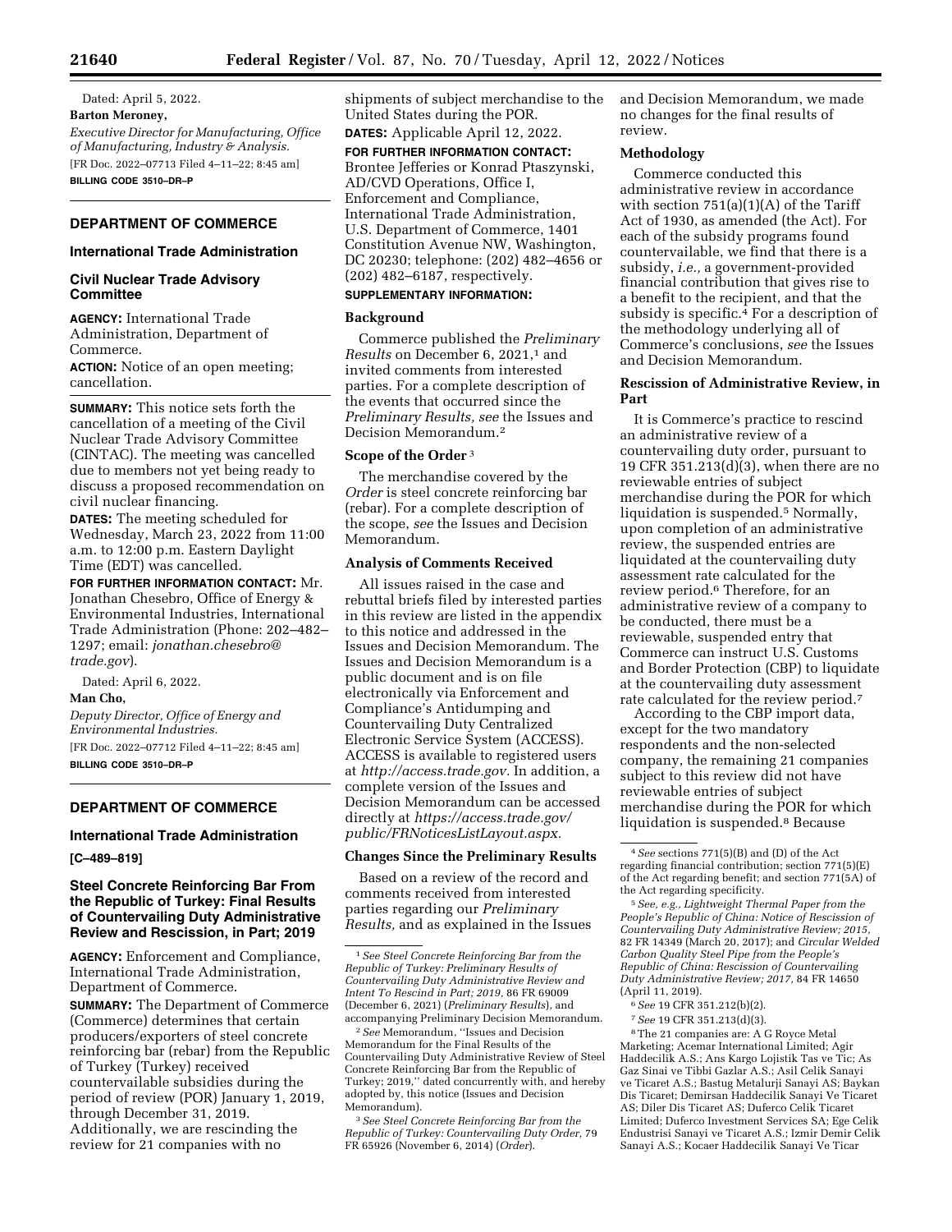Dated: April 5, 2022.

**Barton Meroney,**

*Executive Director for Manufacturing, Office of Manufacturing, Industry & Analysis.*

[FR Doc. 2022–07713 Filed 4–11–22; 8:45 am]

**BILLING CODE 3510–DR–P**

## DEPARTMENT OF COMMERCE

### International Trade Administration

### Civil Nuclear Trade Advisory Committee

**AGENCY:** International Trade Administration, Department of Commerce.

**ACTION:** Notice of an open meeting; cancellation.

**SUMMARY:** This notice sets forth the cancellation of a meeting of the Civil Nuclear Trade Advisory Committee (CINTAC). The meeting was cancelled due to members not yet being ready to discuss a proposed recommendation on civil nuclear financing.

**DATES:** The meeting scheduled for Wednesday, March 23, 2022 from 11:00 a.m. to 12:00 p.m. Eastern Daylight Time (EDT) was cancelled.

**FOR FURTHER INFORMATION CONTACT:** Mr. Jonathan Chesebro, Office of Energy & Environmental Industries, International Trade Administration (Phone: 202–482–1297; email: *jonathan.chesebro@trade.gov*).

Dated: April 6, 2022.

**Man Cho,**

*Deputy Director, Office of Energy and Environmental Industries.*

[FR Doc. 2022–07712 Filed 4–11–22; 8:45 am]

**BILLING CODE 3510–DR–P**

## DEPARTMENT OF COMMERCE

### International Trade Administration

**[C–489–819]**

### Steel Concrete Reinforcing Bar From the Republic of Turkey: Final Results of Countervailing Duty Administrative Review and Rescission, in Part; 2019

**AGENCY:** Enforcement and Compliance, International Trade Administration, Department of Commerce.

**SUMMARY:** The Department of Commerce (Commerce) determines that certain producers/exporters of steel concrete reinforcing bar (rebar) from the Republic of Turkey (Turkey) received countervailable subsidies during the period of review (POR) January 1, 2019, through December 31, 2019. Additionally, we are rescinding the review for 21 companies with no shipments of subject merchandise to the United States during the POR.

**DATES:** Applicable April 12, 2022.

**FOR FURTHER INFORMATION CONTACT:** Brontee Jefferies or Konrad Ptaszynski, AD/CVD Operations, Office I, Enforcement and Compliance, International Trade Administration, U.S. Department of Commerce, 1401 Constitution Avenue NW, Washington, DC 20230; telephone: (202) 482–4656 or (202) 482–6187, respectively.

**SUPPLEMENTARY INFORMATION:**

#### Background

Commerce published the *Preliminary Results* on December 6, 2021,[1] and invited comments from interested parties. For a complete description of the events that occurred since the *Preliminary Results, see* the Issues and Decision Memorandum.[2]

#### Scope of the Order [3]

The merchandise covered by the *Order* is steel concrete reinforcing bar (rebar). For a complete description of the scope, *see* the Issues and Decision Memorandum.

#### Analysis of Comments Received

All issues raised in the case and rebuttal briefs filed by interested parties in this review are listed in the appendix to this notice and addressed in the Issues and Decision Memorandum. The Issues and Decision Memorandum is a public document and is on file electronically via Enforcement and Compliance's Antidumping and Countervailing Duty Centralized Electronic Service System (ACCESS). ACCESS is available to registered users at *http://access.trade.gov.* In addition, a complete version of the Issues and Decision Memorandum can be accessed directly at *https://access.trade.gov/public/FRNoticesListLayout.aspx.*

#### Changes Since the Preliminary Results

Based on a review of the record and comments received from interested parties regarding our *Preliminary Results,* and as explained in the Issues and Decision Memorandum, we made no changes for the final results of review.

#### Methodology

Commerce conducted this administrative review in accordance with section 751(a)(1)(A) of the Tariff Act of 1930, as amended (the Act). For each of the subsidy programs found countervailable, we find that there is a subsidy, *i.e.,* a government-provided financial contribution that gives rise to a benefit to the recipient, and that the subsidy is specific.[4] For a description of the methodology underlying all of Commerce's conclusions, *see* the Issues and Decision Memorandum.

#### Rescission of Administrative Review, in Part

It is Commerce's practice to rescind an administrative review of a countervailing duty order, pursuant to 19 CFR 351.213(d)(3), when there are no reviewable entries of subject merchandise during the POR for which liquidation is suspended.[5] Normally, upon completion of an administrative review, the suspended entries are liquidated at the countervailing duty assessment rate calculated for the review period.[6] Therefore, for an administrative review of a company to be conducted, there must be a reviewable, suspended entry that Commerce can instruct U.S. Customs and Border Protection (CBP) to liquidate at the countervailing duty assessment rate calculated for the review period.[7]

According to the CBP import data, except for the two mandatory respondents and the non-selected company, the remaining 21 companies subject to this review did not have reviewable entries of subject merchandise during the POR for which liquidation is suspended.[8] Because

---

[1] *See Steel Concrete Reinforcing Bar from the Republic of Turkey: Preliminary Results of Countervailing Duty Administrative Review and Intent To Rescind in Part; 2019,* 86 FR 69009 (December 6, 2021) (*Preliminary Results*), and accompanying Preliminary Decision Memorandum.

[2] *See* Memorandum, "Issues and Decision Memorandum for the Final Results of the Countervailing Duty Administrative Review of Steel Concrete Reinforcing Bar from the Republic of Turkey; 2019," dated concurrently with, and hereby adopted by, this notice (Issues and Decision Memorandum).

[3] *See Steel Concrete Reinforcing Bar from the Republic of Turkey: Countervailing Duty Order,* 79 FR 65926 (November 6, 2014) (*Order*).

[4] *See* sections 771(5)(B) and (D) of the Act regarding financial contribution; section 771(5)(E) of the Act regarding benefit; and section 771(5A) of the Act regarding specificity.

[5] *See, e.g., Lightweight Thermal Paper from the People's Republic of China: Notice of Rescission of Countervailing Duty Administrative Review; 2015,* 82 FR 14349 (March 20, 2017); and *Circular Welded Carbon Quality Steel Pipe from the People's Republic of China: Rescission of Countervailing Duty Administrative Review; 2017,* 84 FR 14650 (April 11, 2019).

[6] *See* 19 CFR 351.212(b)(2).

[7] *See* 19 CFR 351.213(d)(3).

[8] The 21 companies are: A G Royce Metal Marketing; Acemar International Limited; Agir Haddecilik A.S.; Ans Kargo Lojistik Tas ve Tic; As Gaz Sinai ve Tibbi Gazlar A.S.; Asil Celik Sanayi ve Ticaret A.S.; Bastug Metalurji Sanayi AS; Baykan Dis Ticaret; Demirsan Haddecilik Sanayi Ve Ticaret AS; Diler Dis Ticaret AS; Duferco Celik Ticaret Limited; Duferco Investment Services SA; Ege Celik Endustrisi Sanayi ve Ticaret A.S.; Izmir Demir Celik Sanayi A.S.; Kocaer Haddecilik Sanayi Ve Ticar